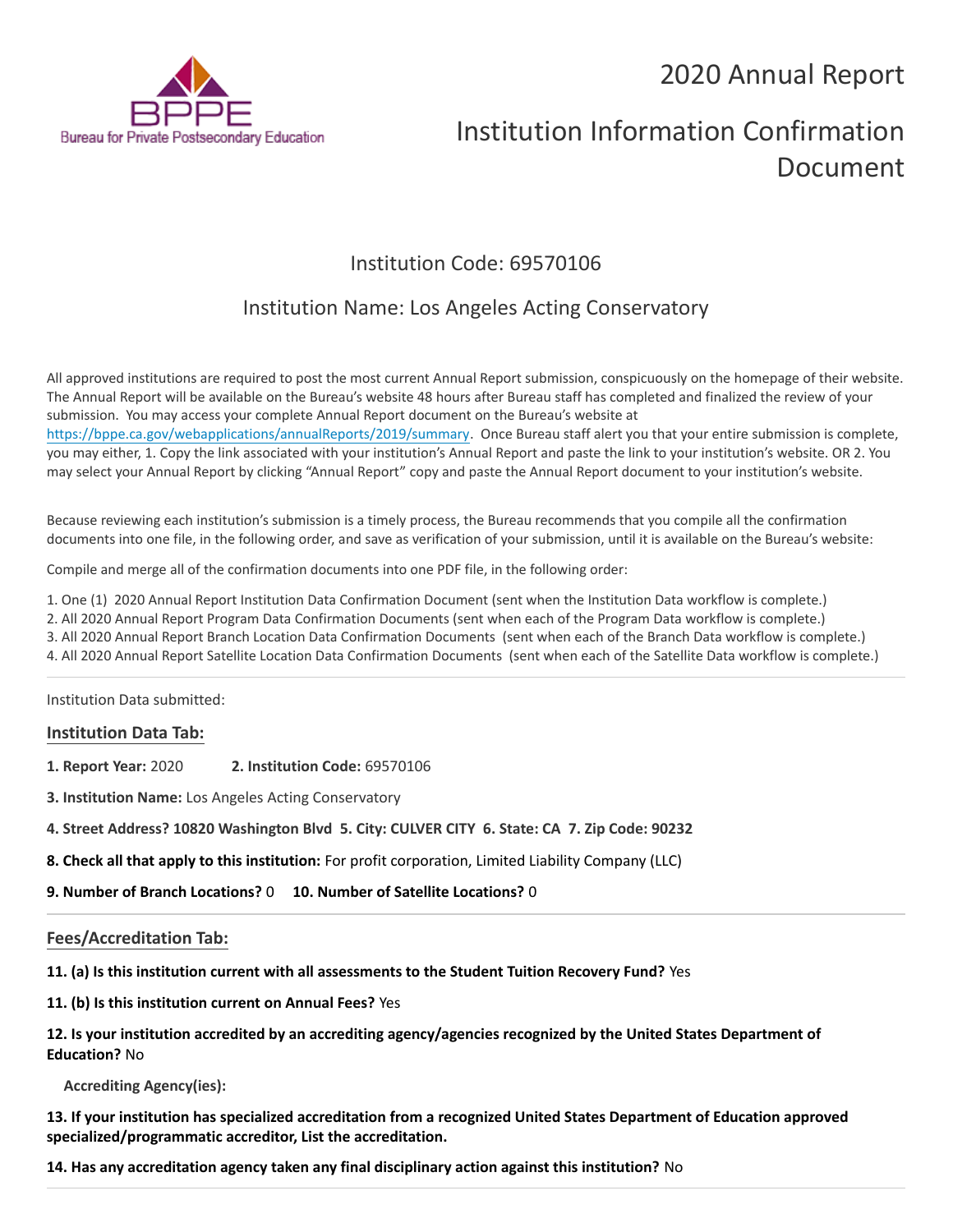Bureau for Private Postsecondary Education

# 2020 Annual Report

# Institution Information Confirmation Document

## Institution Code: 69570106

## Institution Name: Los Angeles Acting Conservatory

All approved institutions are required to post the most current Annual Report submission, conspicuously on the homepage of their website. The Annual Report will be available on the Bureau's website 48 hours after Bureau staff has completed and finalized the review of your submission. You may access your complete Annual Report document on the Bureau's website at https://bppe.ca.gov/webapplications/annualReports/2019/summary. Once Bureau staff alert you that your entire submission is complete, you may either, 1. Copy the link associated with your institution's Annual Report and paste the link to your institution's website. OR 2. You may select your Annual Report by clicking "Annual Report" copy and paste the Annual Report document to your institution's website.

Because reviewing each institution's submission is a timely process, the Bureau recommends that you compile all the confirmation documents into one file, in the following order, and save as verification of your submission, until it is available on the Bureau's website:

Compile and merge all of the confirmation documents into one PDF file, in the following order:

1. One (1) 2020 Annual Report Institution Data Confirmation Document (sent when the Institution Data workflow is complete.)
2. All 2020 Annual Report Program Data Confirmation Documents (sent when each of the Program Data workflow is complete.)
3. All 2020 Annual Report Branch Location Data Confirmation Documents (sent when each of the Branch Data workflow is complete.)
4. All 2020 Annual Report Satellite Location Data Confirmation Documents (sent when each of the Satellite Data workflow is complete.)

---

Institution Data submitted:

### Institution Data Tab:

**1. Report Year:** 2020 **2. Institution Code:** 69570106

**3. Institution Name:** Los Angeles Acting Conservatory

**4. Street Address? 10820 Washington Blvd 5. City: CULVER CITY 6. State: CA 7. Zip Code: 90232**

**8. Check all that apply to this institution:** For profit corporation, Limited Liability Company (LLC)

**9. Number of Branch Locations?** 0 **10. Number of Satellite Locations?** 0

---

### Fees/Accreditation Tab:

**11. (a) Is this institution current with all assessments to the Student Tuition Recovery Fund?** Yes

**11. (b) Is this institution current on Annual Fees?** Yes

**12. Is your institution accredited by an accrediting agency/agencies recognized by the United States Department of Education?** No

**Accrediting Agency(ies):**

**13. If your institution has specialized accreditation from a recognized United States Department of Education approved specialized/programmatic accreditor, List the accreditation.**

**14. Has any accreditation agency taken any final disciplinary action against this institution?** No

---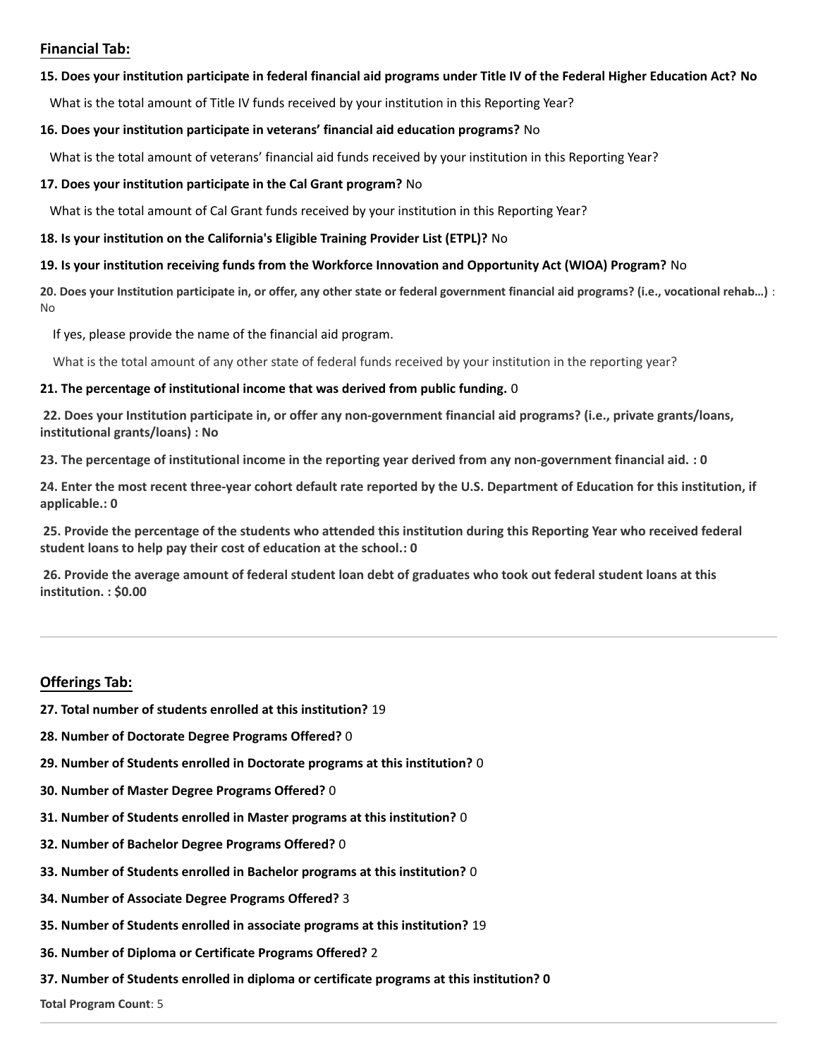## Financial Tab:

**15. Does your institution participate in federal financial aid programs under Title IV of the Federal Higher Education Act? No**

What is the total amount of Title IV funds received by your institution in this Reporting Year?

**16. Does your institution participate in veterans' financial aid education programs?** No

What is the total amount of veterans' financial aid funds received by your institution in this Reporting Year?

**17. Does your institution participate in the Cal Grant program?** No

What is the total amount of Cal Grant funds received by your institution in this Reporting Year?

**18. Is your institution on the California's Eligible Training Provider List (ETPL)?** No

**19. Is your institution receiving funds from the Workforce Innovation and Opportunity Act (WIOA) Program?** No

**20. Does your Institution participate in, or offer, any other state or federal government financial aid programs? (i.e., vocational rehab…)** : No

If yes, please provide the name of the financial aid program.

What is the total amount of any other state of federal funds received by your institution in the reporting year?

**21. The percentage of institutional income that was derived from public funding.** 0

**22. Does your Institution participate in, or offer any non-government financial aid programs? (i.e., private grants/loans, institutional grants/loans) : No**

**23. The percentage of institutional income in the reporting year derived from any non-government financial aid. : 0**

**24. Enter the most recent three-year cohort default rate reported by the U.S. Department of Education for this institution, if applicable.: 0**

**25. Provide the percentage of the students who attended this institution during this Reporting Year who received federal student loans to help pay their cost of education at the school.: 0**

**26. Provide the average amount of federal student loan debt of graduates who took out federal student loans at this institution. : $0.00**

---

## Offerings Tab:

**27. Total number of students enrolled at this institution?** 19

**28. Number of Doctorate Degree Programs Offered?** 0

**29. Number of Students enrolled in Doctorate programs at this institution?** 0

**30. Number of Master Degree Programs Offered?** 0

**31. Number of Students enrolled in Master programs at this institution?** 0

**32. Number of Bachelor Degree Programs Offered?** 0

**33. Number of Students enrolled in Bachelor programs at this institution?** 0

**34. Number of Associate Degree Programs Offered?** 3

**35. Number of Students enrolled in associate programs at this institution?** 19

**36. Number of Diploma or Certificate Programs Offered?** 2

**37. Number of Students enrolled in diploma or certificate programs at this institution? 0**

**Total Program Count**: 5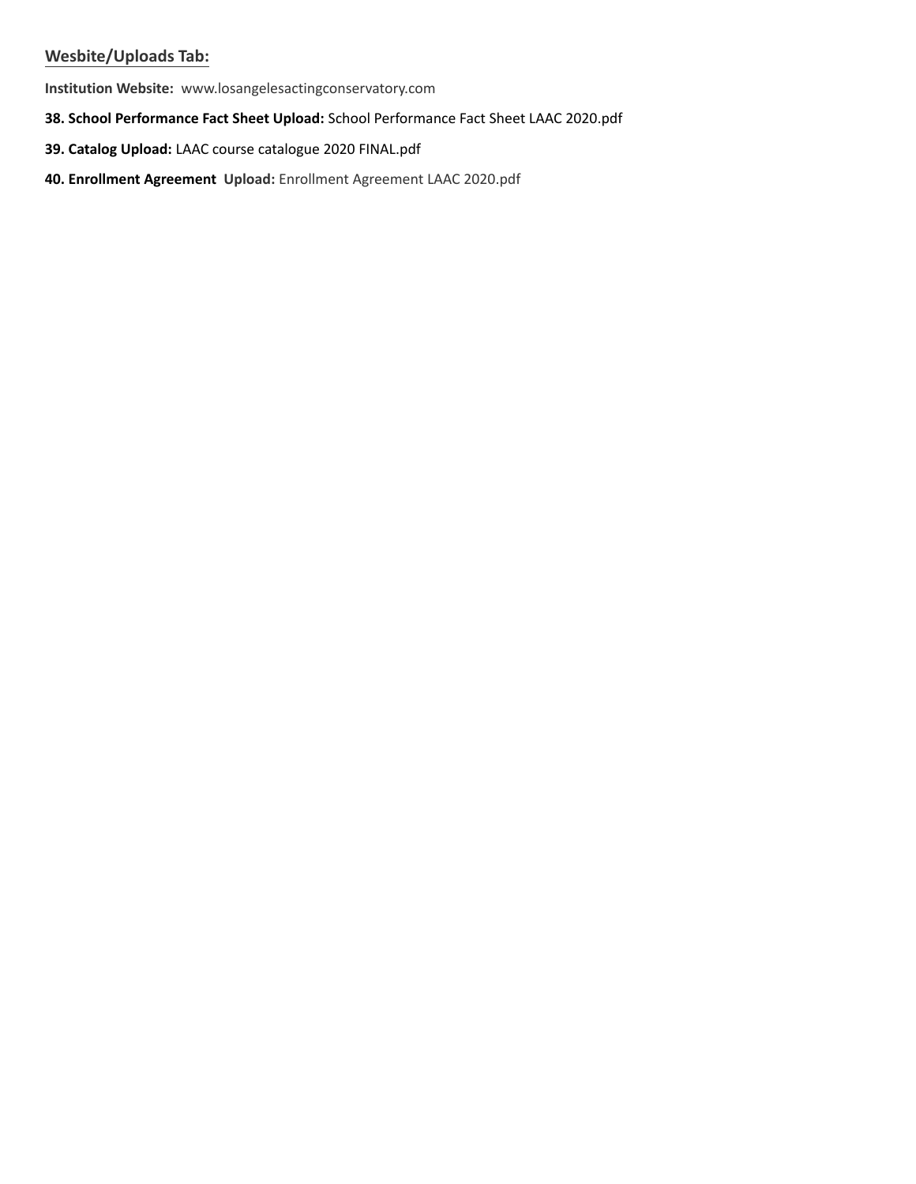## Wesbite/Uploads Tab:

**Institution Website:** www.losangelesactingconservatory.com

**38. School Performance Fact Sheet Upload:** School Performance Fact Sheet LAAC 2020.pdf

**39. Catalog Upload:** LAAC course catalogue 2020 FINAL.pdf

**40. Enrollment Agreement Upload:** Enrollment Agreement LAAC 2020.pdf